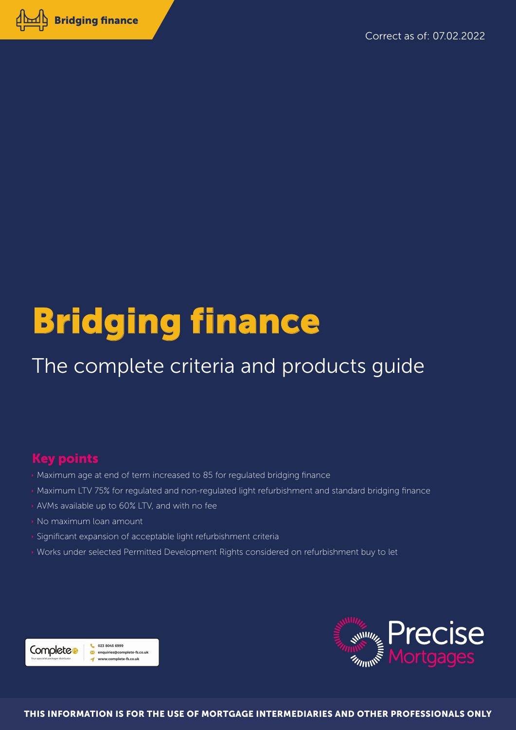Bridging finance

Correct as of: 07.02.2022

# Bridging finance

## The complete criteria and products guide

### Key points

- Maximum age at end of term increased to 85 for regulated bridging finance
- Maximum LTV 75% for regulated and non-regulated light refurbishment and standard bridging finance
- AVMs available up to 60% LTV, and with no fee
- No maximum loan amount
- Significant expansion of acceptable light refurbishment criteria
- Works under selected Permitted Development Rights considered on refurbishment buy to let

Complete – Your specialist packager distributor
023 8045 6999
enquiries@complete-fs.co.uk
www.complete-fs.co.uk

Precise Mortgages

THIS INFORMATION IS FOR THE USE OF MORTGAGE INTERMEDIARIES AND OTHER PROFESSIONALS ONLY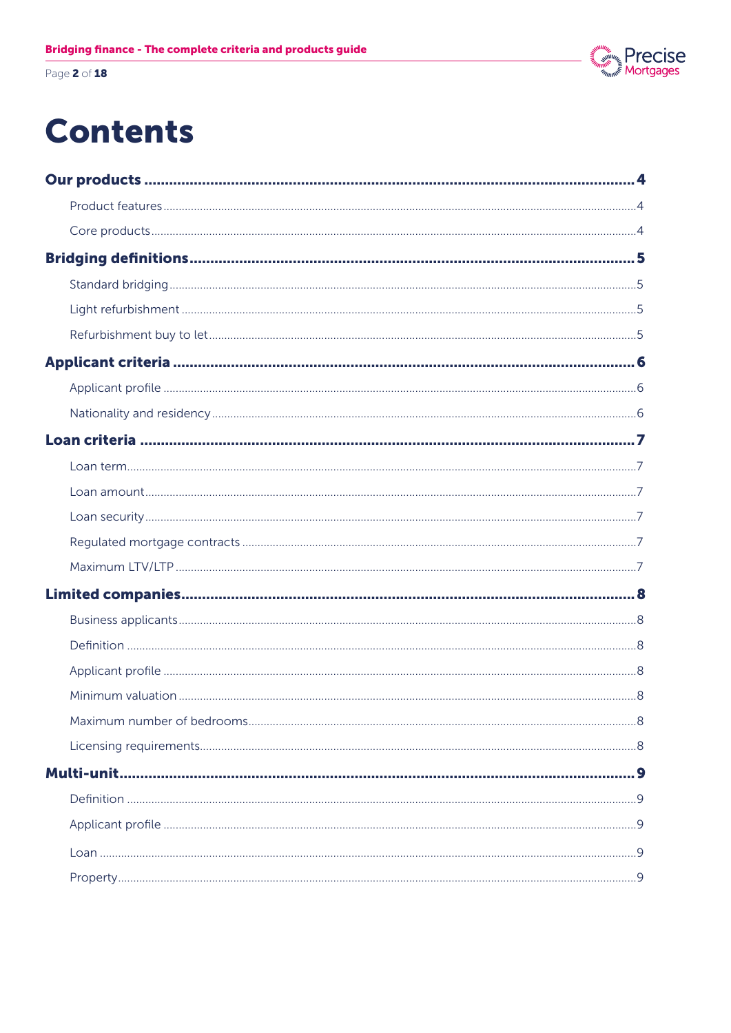# Contents

**Our products** ..... **4**

- Product features ..... 4
- Core products ..... 4

**Bridging definitions** ..... **5**

- Standard bridging ..... 5
- Light refurbishment ..... 5
- Refurbishment buy to let ..... 5

**Applicant criteria** ..... **6**

- Applicant profile ..... 6
- Nationality and residency ..... 6

**Loan criteria** ..... **7**

- Loan term ..... 7
- Loan amount ..... 7
- Loan security ..... 7
- Regulated mortgage contracts ..... 7
- Maximum LTV/LTP ..... 7

**Limited companies** ..... **8**

- Business applicants ..... 8
- Definition ..... 8
- Applicant profile ..... 8
- Minimum valuation ..... 8
- Maximum number of bedrooms ..... 8
- Licensing requirements ..... 8

**Multi-unit** ..... **9**

- Definition ..... 9
- Applicant profile ..... 9
- Loan ..... 9
- Property ..... 9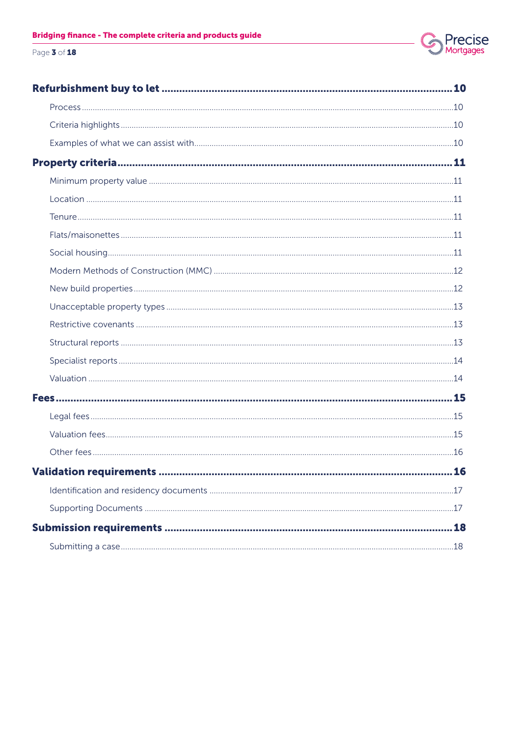**Refurbishment buy to let** .......... 10

- Process .......... 10
- Criteria highlights .......... 10
- Examples of what we can assist with .......... 10

**Property criteria** .......... 11

- Minimum property value .......... 11
- Location .......... 11
- Tenure .......... 11
- Flats/maisonettes .......... 11
- Social housing .......... 11
- Modern Methods of Construction (MMC) .......... 12
- New build properties .......... 12
- Unacceptable property types .......... 13
- Restrictive covenants .......... 13
- Structural reports .......... 13
- Specialist reports .......... 14
- Valuation .......... 14

**Fees** .......... 15

- Legal fees .......... 15
- Valuation fees .......... 15
- Other fees .......... 16

**Validation requirements** .......... 16

- Identification and residency documents .......... 17
- Supporting Documents .......... 17

**Submission requirements** .......... 18

- Submitting a case .......... 18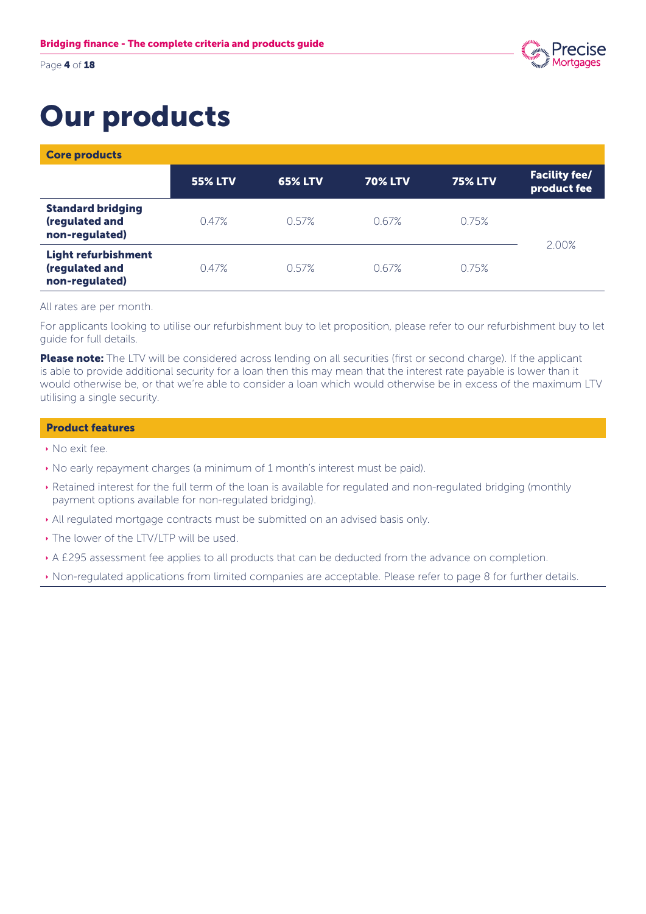# Our products

| Core products | 55% LTV | 65% LTV | 70% LTV | 75% LTV | Facility fee/ product fee |
|---|---|---|---|---|---|
| **Standard bridging (regulated and non-regulated)** | 0.47% | 0.57% | 0.67% | 0.75% | 2.00% |
| **Light refurbishment (regulated and non-regulated)** | 0.47% | 0.57% | 0.67% | 0.75% | |

All rates are per month.

For applicants looking to utilise our refurbishment buy to let proposition, please refer to our refurbishment buy to let guide for full details.

**Please note:** The LTV will be considered across lending on all securities (first or second charge). If the applicant is able to provide additional security for a loan then this may mean that the interest rate payable is lower than it would otherwise be, or that we're able to consider a loan which would otherwise be in excess of the maximum LTV utilising a single security.

## Product features

- No exit fee.
- No early repayment charges (a minimum of 1 month's interest must be paid).
- Retained interest for the full term of the loan is available for regulated and non-regulated bridging (monthly payment options available for non-regulated bridging).
- All regulated mortgage contracts must be submitted on an advised basis only.
- The lower of the LTV/LTP will be used.
- A £295 assessment fee applies to all products that can be deducted from the advance on completion.
- Non-regulated applications from limited companies are acceptable. Please refer to page 8 for further details.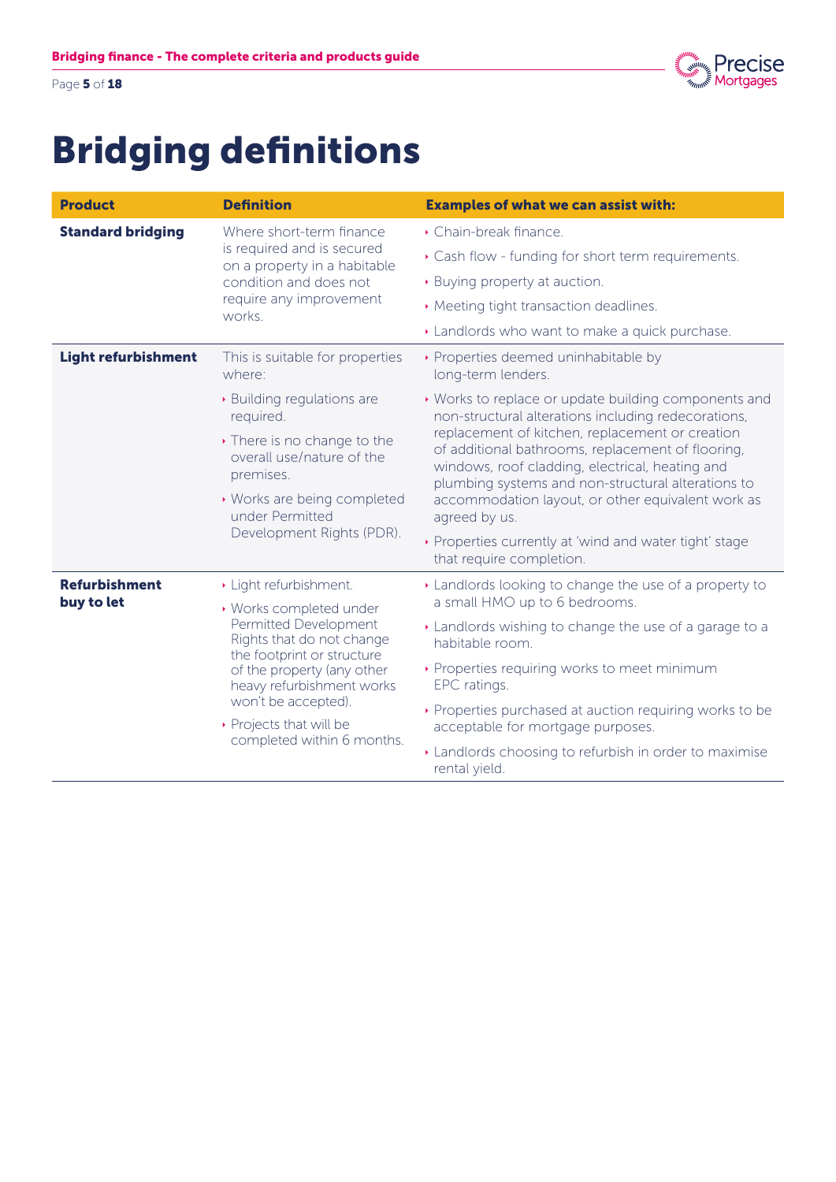# Bridging definitions

| Product | Definition | Examples of what we can assist with: |
|---|---|---|
| **Standard bridging** | Where short-term finance is required and is secured on a property in a habitable condition and does not require any improvement works. | ‣ Chain-break finance.<br>‣ Cash flow - funding for short term requirements.<br>‣ Buying property at auction.<br>‣ Meeting tight transaction deadlines.<br>‣ Landlords who want to make a quick purchase. |
| **Light refurbishment** | This is suitable for properties where:<br>‣ Building regulations are required.<br>‣ There is no change to the overall use/nature of the premises.<br>‣ Works are being completed under Permitted Development Rights (PDR). | ‣ Properties deemed uninhabitable by long-term lenders.<br>‣ Works to replace or update building components and non-structural alterations including redecorations, replacement of kitchen, replacement or creation of additional bathrooms, replacement of flooring, windows, roof cladding, electrical, heating and plumbing systems and non-structural alterations to accommodation layout, or other equivalent work as agreed by us.<br>‣ Properties currently at 'wind and water tight' stage that require completion. |
| **Refurbishment buy to let** | ‣ Light refurbishment.<br>‣ Works completed under Permitted Development Rights that do not change the footprint or structure of the property (any other heavy refurbishment works won't be accepted).<br>‣ Projects that will be completed within 6 months. | ‣ Landlords looking to change the use of a property to a small HMO up to 6 bedrooms.<br>‣ Landlords wishing to change the use of a garage to a habitable room.<br>‣ Properties requiring works to meet minimum EPC ratings.<br>‣ Properties purchased at auction requiring works to be acceptable for mortgage purposes.<br>‣ Landlords choosing to refurbish in order to maximise rental yield. |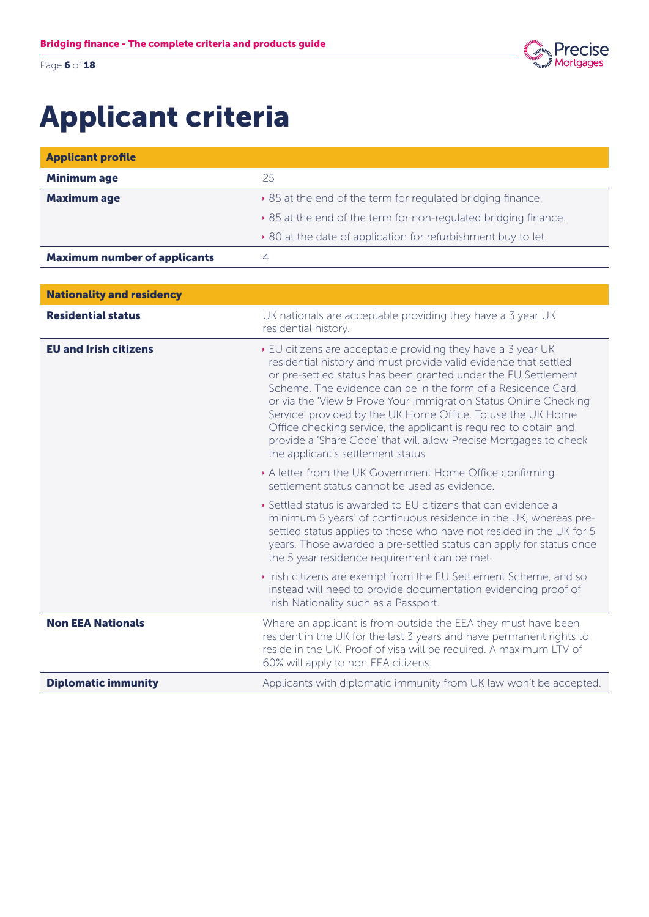# Applicant criteria

| Applicant profile | |
|---|---|
| **Minimum age** | 25 |
| **Maximum age** | • 85 at the end of the term for regulated bridging finance.<br>• 85 at the end of the term for non-regulated bridging finance.<br>• 80 at the date of application for refurbishment buy to let. |
| **Maximum number of applicants** | 4 |

| Nationality and residency | |
|---|---|
| **Residential status** | UK nationals are acceptable providing they have a 3 year UK residential history. |
| **EU and Irish citizens** | • EU citizens are acceptable providing they have a 3 year UK residential history and must provide valid evidence that settled or pre-settled status has been granted under the EU Settlement Scheme. The evidence can be in the form of a Residence Card, or via the 'View & Prove Your Immigration Status Online Checking Service' provided by the UK Home Office. To use the UK Home Office checking service, the applicant is required to obtain and provide a 'Share Code' that will allow Precise Mortgages to check the applicant's settlement status<br>• A letter from the UK Government Home Office confirming settlement status cannot be used as evidence.<br>• Settled status is awarded to EU citizens that can evidence a minimum 5 years' of continuous residence in the UK, whereas pre-settled status applies to those who have not resided in the UK for 5 years. Those awarded a pre-settled status can apply for status once the 5 year residence requirement can be met.<br>• Irish citizens are exempt from the EU Settlement Scheme, and so instead will need to provide documentation evidencing proof of Irish Nationality such as a Passport. |
| **Non EEA Nationals** | Where an applicant is from outside the EEA they must have been resident in the UK for the last 3 years and have permanent rights to reside in the UK. Proof of visa will be required. A maximum LTV of 60% will apply to non EEA citizens. |
| **Diplomatic immunity** | Applicants with diplomatic immunity from UK law won't be accepted. |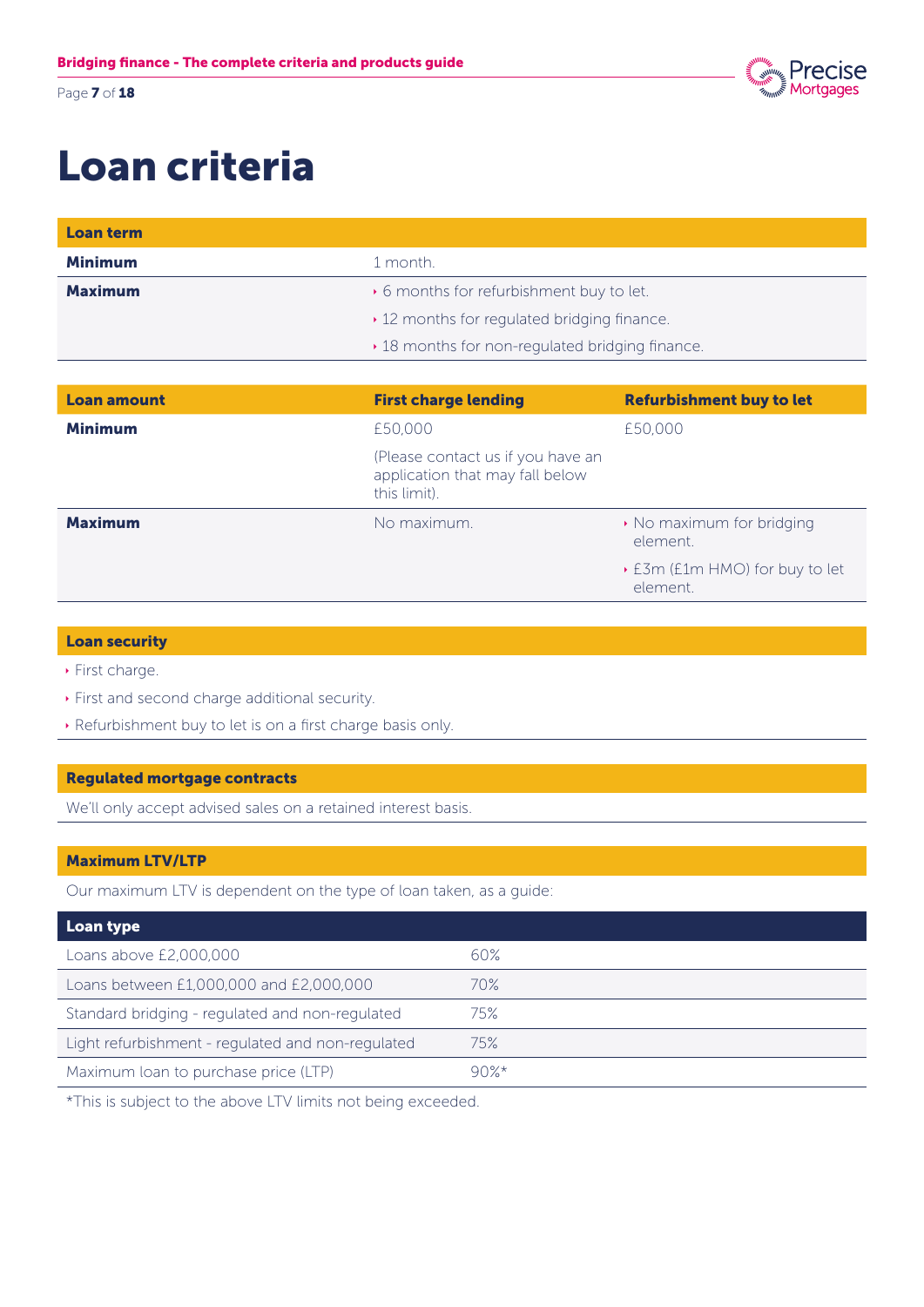# Loan criteria

| Loan term | |
|---|---|
| **Minimum** | 1 month. |
| **Maximum** | • 6 months for refurbishment buy to let.<br>• 12 months for regulated bridging finance.<br>• 18 months for non-regulated bridging finance. |

| Loan amount | First charge lending | Refurbishment buy to let |
|---|---|---|
| **Minimum** | £50,000<br><br>(Please contact us if you have an application that may fall below this limit). | £50,000 |
| **Maximum** | No maximum. | • No maximum for bridging element.<br>• £3m (£1m HMO) for buy to let element. |

| Loan security |
|---|
| • First charge.<br>• First and second charge additional security.<br>• Refurbishment buy to let is on a first charge basis only. |

| Regulated mortgage contracts |
|---|
| We'll only accept advised sales on a retained interest basis. |

**Maximum LTV/LTP**

Our maximum LTV is dependent on the type of loan taken, as a guide:

| Loan type | |
|---|---|
| Loans above £2,000,000 | 60% |
| Loans between £1,000,000 and £2,000,000 | 70% |
| Standard bridging - regulated and non-regulated | 75% |
| Light refurbishment - regulated and non-regulated | 75% |
| Maximum loan to purchase price (LTP) | 90%* |

*This is subject to the above LTV limits not being exceeded.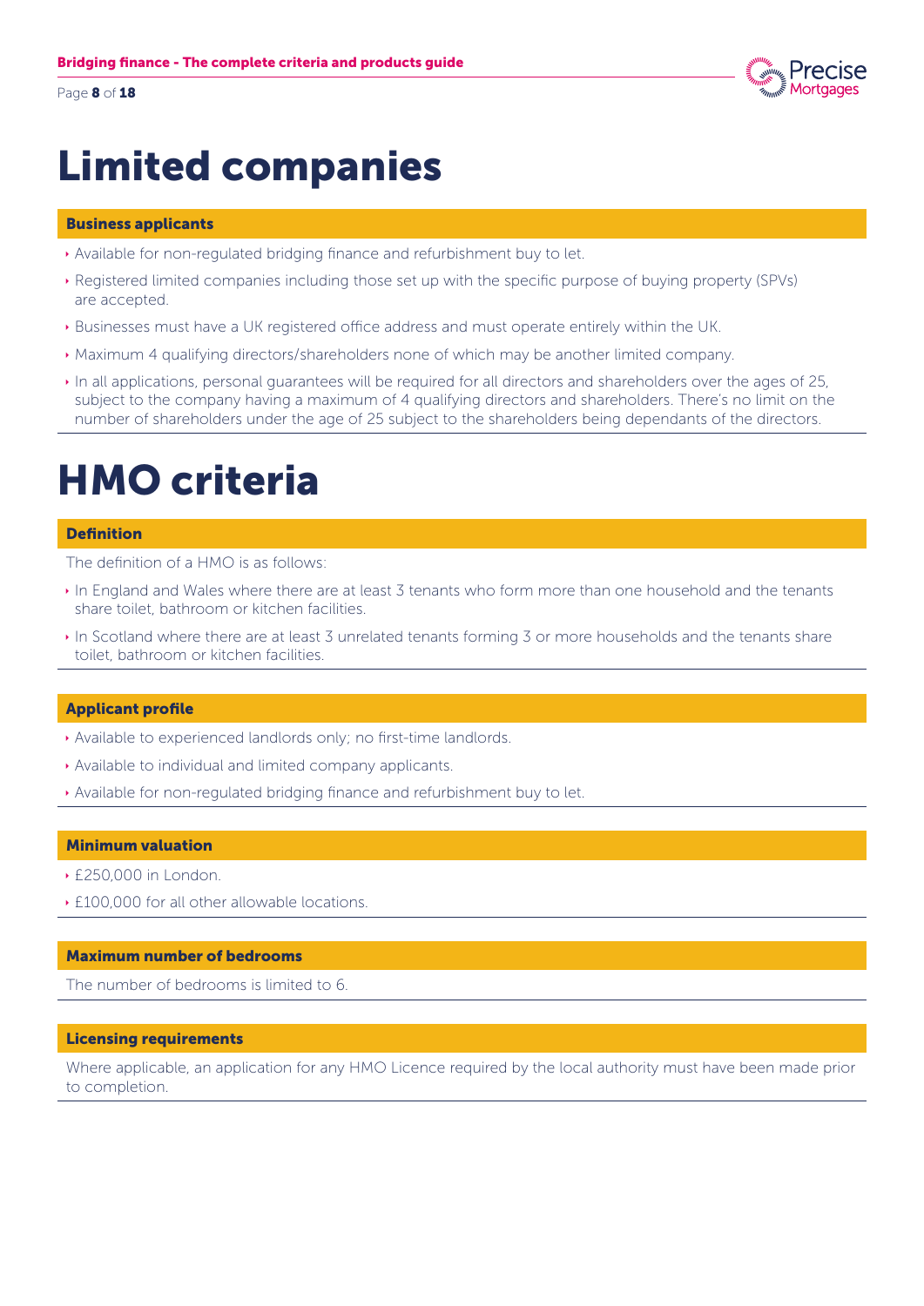# Limited companies

### Business applicants

- Available for non-regulated bridging finance and refurbishment buy to let.
- Registered limited companies including those set up with the specific purpose of buying property (SPVs) are accepted.
- Businesses must have a UK registered office address and must operate entirely within the UK.
- Maximum 4 qualifying directors/shareholders none of which may be another limited company.
- In all applications, personal guarantees will be required for all directors and shareholders over the ages of 25, subject to the company having a maximum of 4 qualifying directors and shareholders. There's no limit on the number of shareholders under the age of 25 subject to the shareholders being dependants of the directors.

# HMO criteria

### Definition

The definition of a HMO is as follows:

- In England and Wales where there are at least 3 tenants who form more than one household and the tenants share toilet, bathroom or kitchen facilities.
- In Scotland where there are at least 3 unrelated tenants forming 3 or more households and the tenants share toilet, bathroom or kitchen facilities.

### Applicant profile

- Available to experienced landlords only; no first-time landlords.
- Available to individual and limited company applicants.
- Available for non-regulated bridging finance and refurbishment buy to let.

### Minimum valuation

- £250,000 in London.
- £100,000 for all other allowable locations.

### Maximum number of bedrooms

The number of bedrooms is limited to 6.

### Licensing requirements

Where applicable, an application for any HMO Licence required by the local authority must have been made prior to completion.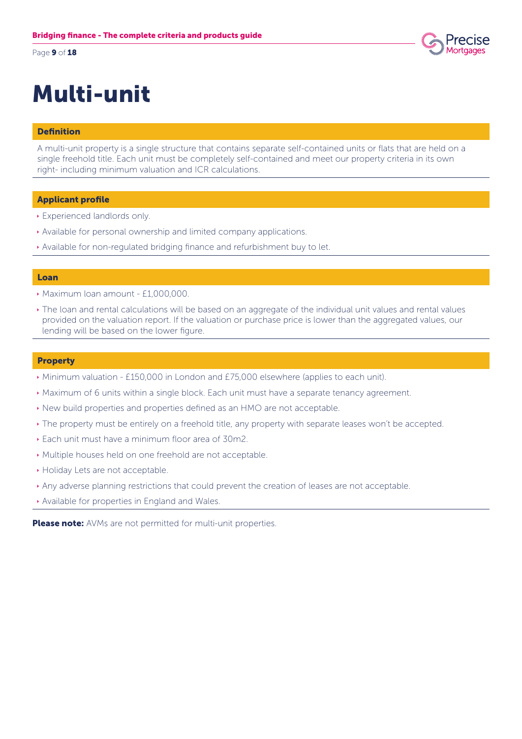# Multi-unit

## Definition

A multi-unit property is a single structure that contains separate self-contained units or flats that are held on a single freehold title. Each unit must be completely self-contained and meet our property criteria in its own right- including minimum valuation and ICR calculations.

## Applicant profile

- Experienced landlords only.
- Available for personal ownership and limited company applications.
- Available for non-regulated bridging finance and refurbishment buy to let.

## Loan

- Maximum loan amount - £1,000,000.
- The loan and rental calculations will be based on an aggregate of the individual unit values and rental values provided on the valuation report. If the valuation or purchase price is lower than the aggregated values, our lending will be based on the lower figure.

## Property

- Minimum valuation - £150,000 in London and £75,000 elsewhere (applies to each unit).
- Maximum of 6 units within a single block. Each unit must have a separate tenancy agreement.
- New build properties and properties defined as an HMO are not acceptable.
- The property must be entirely on a freehold title, any property with separate leases won't be accepted.
- Each unit must have a minimum floor area of 30m2.
- Multiple houses held on one freehold are not acceptable.
- Holiday Lets are not acceptable.
- Any adverse planning restrictions that could prevent the creation of leases are not acceptable.
- Available for properties in England and Wales.

**Please note:** AVMs are not permitted for multi-unit properties.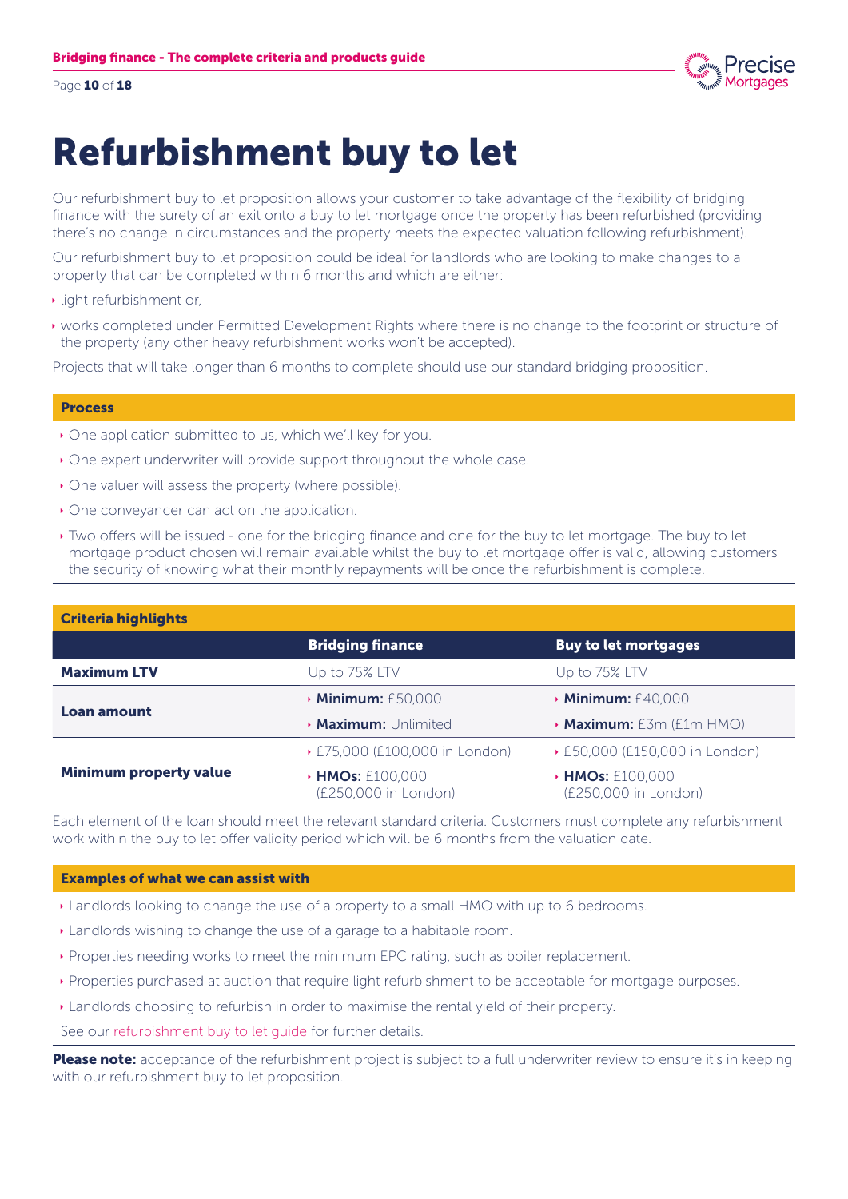# Refurbishment buy to let

Our refurbishment buy to let proposition allows your customer to take advantage of the flexibility of bridging finance with the surety of an exit onto a buy to let mortgage once the property has been refurbished (providing there's no change in circumstances and the property meets the expected valuation following refurbishment).

Our refurbishment buy to let proposition could be ideal for landlords who are looking to make changes to a property that can be completed within 6 months and which are either:

- light refurbishment or,
- works completed under Permitted Development Rights where there is no change to the footprint or structure of the property (any other heavy refurbishment works won't be accepted).

Projects that will take longer than 6 months to complete should use our standard bridging proposition.

## Process

- One application submitted to us, which we'll key for you.
- One expert underwriter will provide support throughout the whole case.
- One valuer will assess the property (where possible).
- One conveyancer can act on the application.
- Two offers will be issued - one for the bridging finance and one for the buy to let mortgage. The buy to let mortgage product chosen will remain available whilst the buy to let mortgage offer is valid, allowing customers the security of knowing what their monthly repayments will be once the refurbishment is complete.

## Criteria highlights

| | Bridging finance | Buy to let mortgages |
|---|---|---|
| **Maximum LTV** | Up to 75% LTV | Up to 75% LTV |
| **Loan amount** | **Minimum:** £50,000<br>**Maximum:** Unlimited | **Minimum:** £40,000<br>**Maximum:** £3m (£1m HMO) |
| **Minimum property value** | £75,000 (£100,000 in London)<br>**HMOs:** £100,000 (£250,000 in London) | £50,000 (£150,000 in London)<br>**HMOs:** £100,000 (£250,000 in London) |

Each element of the loan should meet the relevant standard criteria. Customers must complete any refurbishment work within the buy to let offer validity period which will be 6 months from the valuation date.

## Examples of what we can assist with

- Landlords looking to change the use of a property to a small HMO with up to 6 bedrooms.
- Landlords wishing to change the use of a garage to a habitable room.
- Properties needing works to meet the minimum EPC rating, such as boiler replacement.
- Properties purchased at auction that require light refurbishment to be acceptable for mortgage purposes.
- Landlords choosing to refurbish in order to maximise the rental yield of their property.

See our refurbishment buy to let guide for further details.

**Please note:** acceptance of the refurbishment project is subject to a full underwriter review to ensure it's in keeping with our refurbishment buy to let proposition.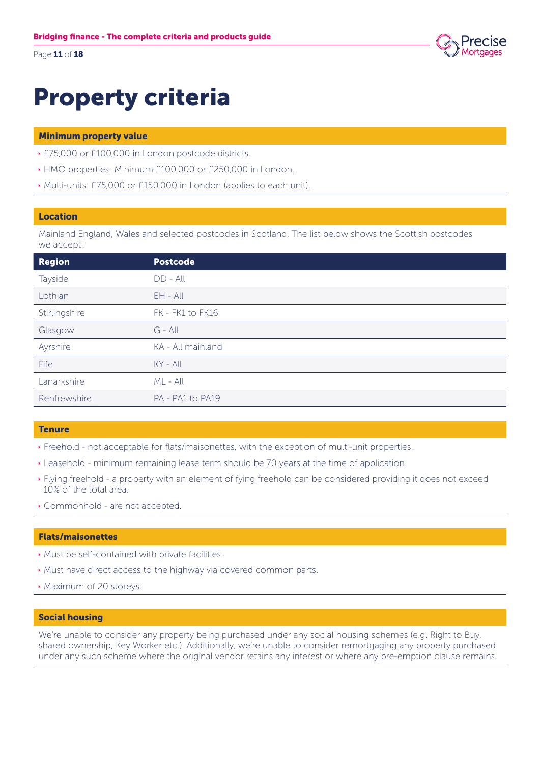# Property criteria

## Minimum property value

- £75,000 or £100,000 in London postcode districts.
- HMO properties: Minimum £100,000 or £250,000 in London.
- Multi-units: £75,000 or £150,000 in London (applies to each unit).

## Location

Mainland England, Wales and selected postcodes in Scotland. The list below shows the Scottish postcodes we accept:

| Region | Postcode |
|---|---|
| Tayside | DD - All |
| Lothian | EH - All |
| Stirlingshire | FK - FK1 to FK16 |
| Glasgow | G - All |
| Ayrshire | KA - All mainland |
| Fife | KY - All |
| Lanarkshire | ML - All |
| Renfrewshire | PA - PA1 to PA19 |

## Tenure

- Freehold - not acceptable for flats/maisonettes, with the exception of multi-unit properties.
- Leasehold - minimum remaining lease term should be 70 years at the time of application.
- Flying freehold - a property with an element of fying freehold can be considered providing it does not exceed 10% of the total area.
- Commonhold - are not accepted.

## Flats/maisonettes

- Must be self-contained with private facilities.
- Must have direct access to the highway via covered common parts.
- Maximum of 20 storeys.

## Social housing

We're unable to consider any property being purchased under any social housing schemes (e.g. Right to Buy, shared ownership, Key Worker etc.). Additionally, we're unable to consider remortgaging any property purchased under any such scheme where the original vendor retains any interest or where any pre-emption clause remains.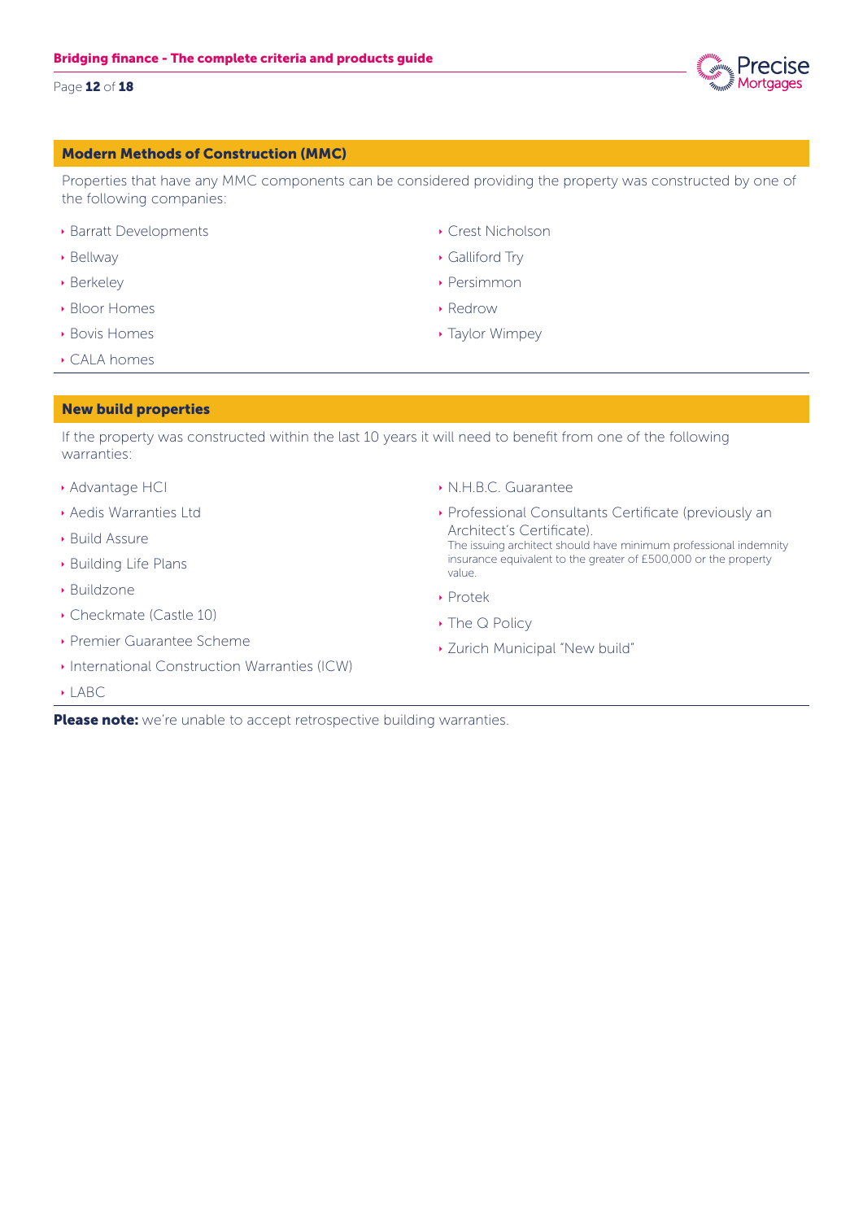## Modern Methods of Construction (MMC)

Properties that have any MMC components can be considered providing the property was constructed by one of the following companies:

- Barratt Developments
- Bellway
- Berkeley
- Bloor Homes
- Bovis Homes
- CALA homes
- Crest Nicholson
- Galliford Try
- Persimmon
- Redrow
- Taylor Wimpey

## New build properties

If the property was constructed within the last 10 years it will need to benefit from one of the following warranties:

- Advantage HCI
- Aedis Warranties Ltd
- Build Assure
- Building Life Plans
- Buildzone
- Checkmate (Castle 10)
- Premier Guarantee Scheme
- International Construction Warranties (ICW)
- LABC
- N.H.B.C. Guarantee
- Professional Consultants Certificate (previously an Architect's Certificate).
  The issuing architect should have minimum professional indemnity insurance equivalent to the greater of £500,000 or the property value.
- Protek
- The Q Policy
- Zurich Municipal "New build"

**Please note:** we're unable to accept retrospective building warranties.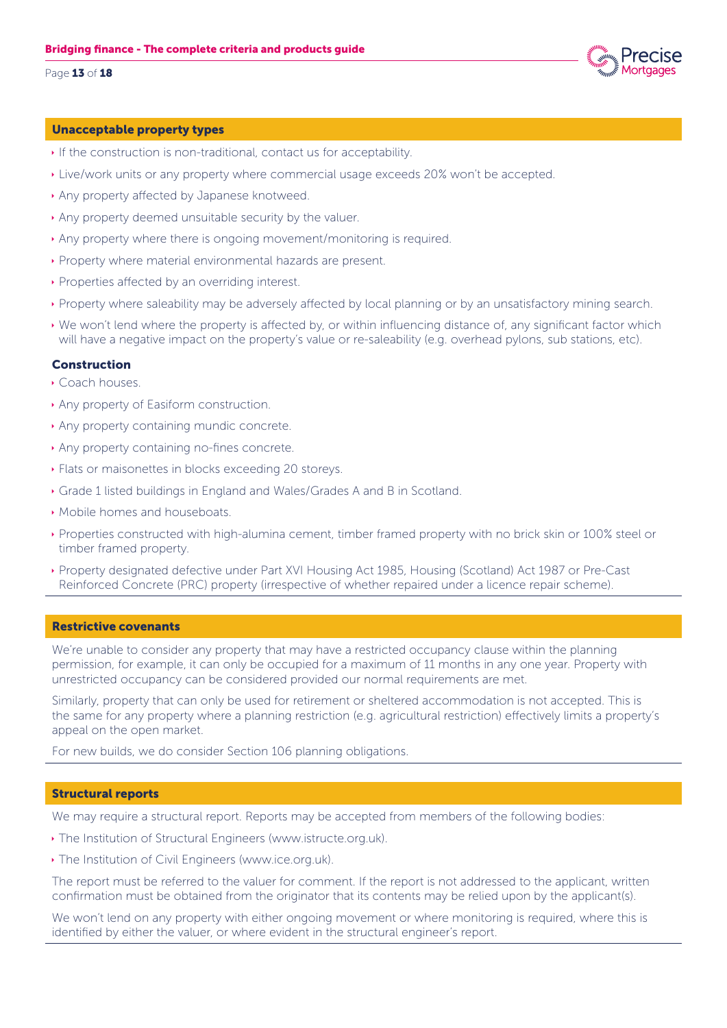## Unacceptable property types

- If the construction is non-traditional, contact us for acceptability.
- Live/work units or any property where commercial usage exceeds 20% won't be accepted.
- Any property affected by Japanese knotweed.
- Any property deemed unsuitable security by the valuer.
- Any property where there is ongoing movement/monitoring is required.
- Property where material environmental hazards are present.
- Properties affected by an overriding interest.
- Property where saleability may be adversely affected by local planning or by an unsatisfactory mining search.
- We won't lend where the property is affected by, or within influencing distance of, any significant factor which will have a negative impact on the property's value or re-saleability (e.g. overhead pylons, sub stations, etc).

### Construction

- Coach houses.
- Any property of Easiform construction.
- Any property containing mundic concrete.
- Any property containing no-fines concrete.
- Flats or maisonettes in blocks exceeding 20 storeys.
- Grade 1 listed buildings in England and Wales/Grades A and B in Scotland.
- Mobile homes and houseboats.
- Properties constructed with high-alumina cement, timber framed property with no brick skin or 100% steel or timber framed property.
- Property designated defective under Part XVI Housing Act 1985, Housing (Scotland) Act 1987 or Pre-Cast Reinforced Concrete (PRC) property (irrespective of whether repaired under a licence repair scheme).

## Restrictive covenants

We're unable to consider any property that may have a restricted occupancy clause within the planning permission, for example, it can only be occupied for a maximum of 11 months in any one year. Property with unrestricted occupancy can be considered provided our normal requirements are met.

Similarly, property that can only be used for retirement or sheltered accommodation is not accepted. This is the same for any property where a planning restriction (e.g. agricultural restriction) effectively limits a property's appeal on the open market.

For new builds, we do consider Section 106 planning obligations.

## Structural reports

We may require a structural report. Reports may be accepted from members of the following bodies:

- The Institution of Structural Engineers (www.istructe.org.uk).
- The Institution of Civil Engineers (www.ice.org.uk).

The report must be referred to the valuer for comment. If the report is not addressed to the applicant, written confirmation must be obtained from the originator that its contents may be relied upon by the applicant(s).

We won't lend on any property with either ongoing movement or where monitoring is required, where this is identified by either the valuer, or where evident in the structural engineer's report.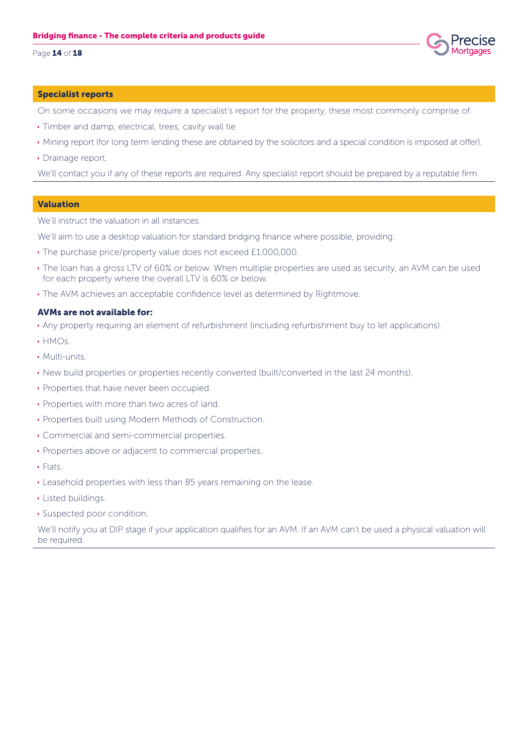## Specialist reports

On some occasions we may require a specialist's report for the property, these most commonly comprise of:

- Timber and damp, electrical, trees, cavity wall tie
- Mining report (for long term lending these are obtained by the solicitors and a special condition is imposed at offer).
- Drainage report.

We'll contact you if any of these reports are required. Any specialist report should be prepared by a reputable firm.

## Valuation

We'll instruct the valuation in all instances.

We'll aim to use a desktop valuation for standard bridging finance where possible, providing:

- The purchase price/property value does not exceed £1,000,000.
- The loan has a gross LTV of 60% or below. When multiple properties are used as security, an AVM can be used for each property where the overall LTV is 60% or below.
- The AVM achieves an acceptable confidence level as determined by Rightmove.

### AVMs are not available for:

- Any property requiring an element of refurbishment (including refurbishment buy to let applications).
- HMOs.
- Multi-units.
- New build properties or properties recently converted (built/converted in the last 24 months).
- Properties that have never been occupied.
- Properties with more than two acres of land.
- Properties built using Modern Methods of Construction.
- Commercial and semi-commercial properties.
- Properties above or adjacent to commercial properties.
- Flats.
- Leasehold properties with less than 85 years remaining on the lease.
- Listed buildings.
- Suspected poor condition.

We'll notify you at DIP stage if your application qualifies for an AVM. If an AVM can't be used a physical valuation will be required.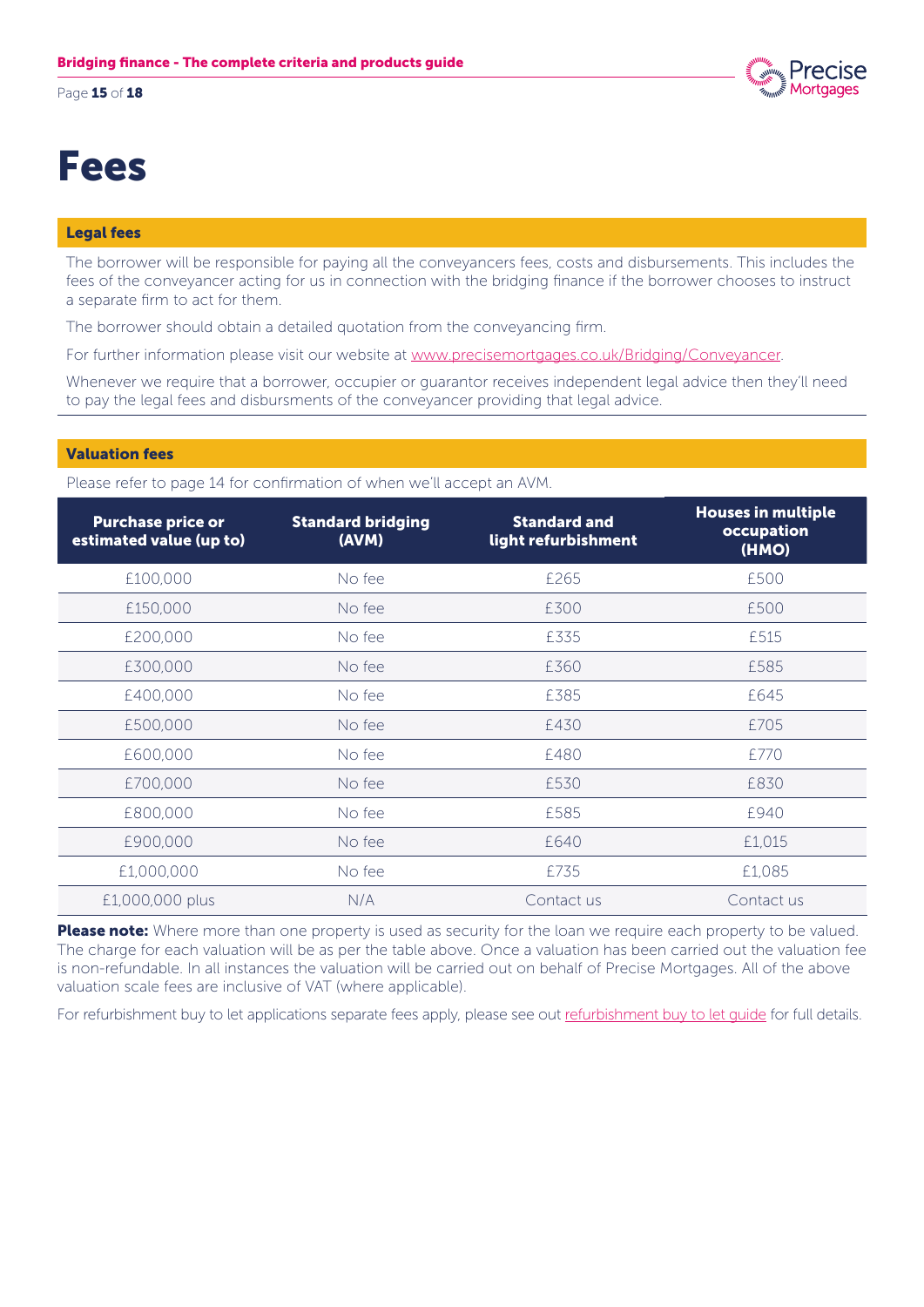# Fees

## Legal fees

The borrower will be responsible for paying all the conveyancers fees, costs and disbursements. This includes the fees of the conveyancer acting for us in connection with the bridging finance if the borrower chooses to instruct a separate firm to act for them.

The borrower should obtain a detailed quotation from the conveyancing firm.

For further information please visit our website at www.precisemortgages.co.uk/Bridging/Conveyancer.

Whenever we require that a borrower, occupier or guarantor receives independent legal advice then they'll need to pay the legal fees and disbursments of the conveyancer providing that legal advice.

## Valuation fees

Please refer to page 14 for confirmation of when we'll accept an AVM.

| Purchase price or estimated value (up to) | Standard bridging (AVM) | Standard and light refurbishment | Houses in multiple occupation (HMO) |
|---|---|---|---|
| £100,000 | No fee | £265 | £500 |
| £150,000 | No fee | £300 | £500 |
| £200,000 | No fee | £335 | £515 |
| £300,000 | No fee | £360 | £585 |
| £400,000 | No fee | £385 | £645 |
| £500,000 | No fee | £430 | £705 |
| £600,000 | No fee | £480 | £770 |
| £700,000 | No fee | £530 | £830 |
| £800,000 | No fee | £585 | £940 |
| £900,000 | No fee | £640 | £1,015 |
| £1,000,000 | No fee | £735 | £1,085 |
| £1,000,000 plus | N/A | Contact us | Contact us |

**Please note:** Where more than one property is used as security for the loan we require each property to be valued. The charge for each valuation will be as per the table above. Once a valuation has been carried out the valuation fee is non-refundable. In all instances the valuation will be carried out on behalf of Precise Mortgages. All of the above valuation scale fees are inclusive of VAT (where applicable).

For refurbishment buy to let applications separate fees apply, please see out refurbishment buy to let guide for full details.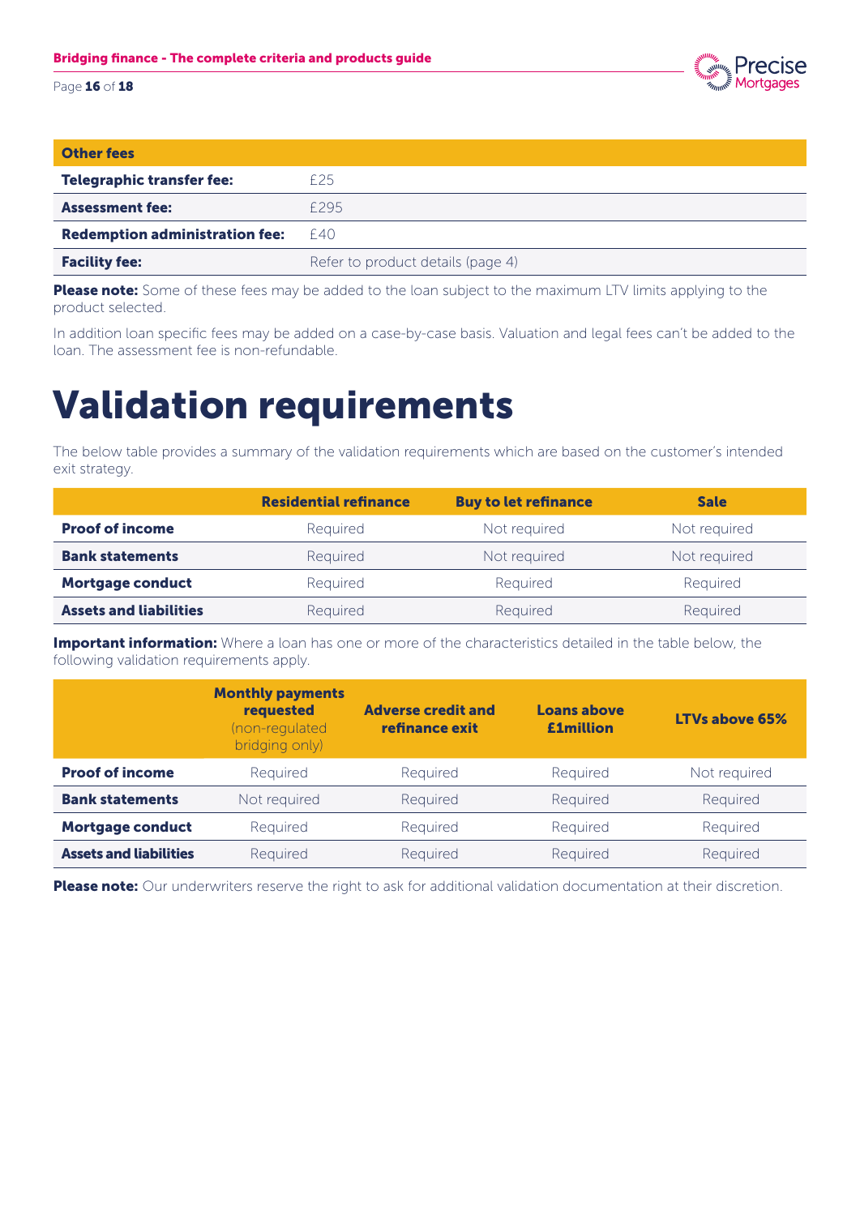| Other fees | |
|---|---|
| **Telegraphic transfer fee:** | £25 |
| **Assessment fee:** | £295 |
| **Redemption administration fee:** | £40 |
| **Facility fee:** | Refer to product details (page 4) |

**Please note:** Some of these fees may be added to the loan subject to the maximum LTV limits applying to the product selected.

In addition loan specific fees may be added on a case-by-case basis. Valuation and legal fees can't be added to the loan. The assessment fee is non-refundable.

# Validation requirements

The below table provides a summary of the validation requirements which are based on the customer's intended exit strategy.

| | Residential refinance | Buy to let refinance | Sale |
|---|---|---|---|
| **Proof of income** | Required | Not required | Not required |
| **Bank statements** | Required | Not required | Not required |
| **Mortgage conduct** | Required | Required | Required |
| **Assets and liabilities** | Required | Required | Required |

**Important information:** Where a loan has one or more of the characteristics detailed in the table below, the following validation requirements apply.

| | Monthly payments requested (non-regulated bridging only) | Adverse credit and refinance exit | Loans above £1million | LTVs above 65% |
|---|---|---|---|---|
| **Proof of income** | Required | Required | Required | Not required |
| **Bank statements** | Not required | Required | Required | Required |
| **Mortgage conduct** | Required | Required | Required | Required |
| **Assets and liabilities** | Required | Required | Required | Required |

**Please note:** Our underwriters reserve the right to ask for additional validation documentation at their discretion.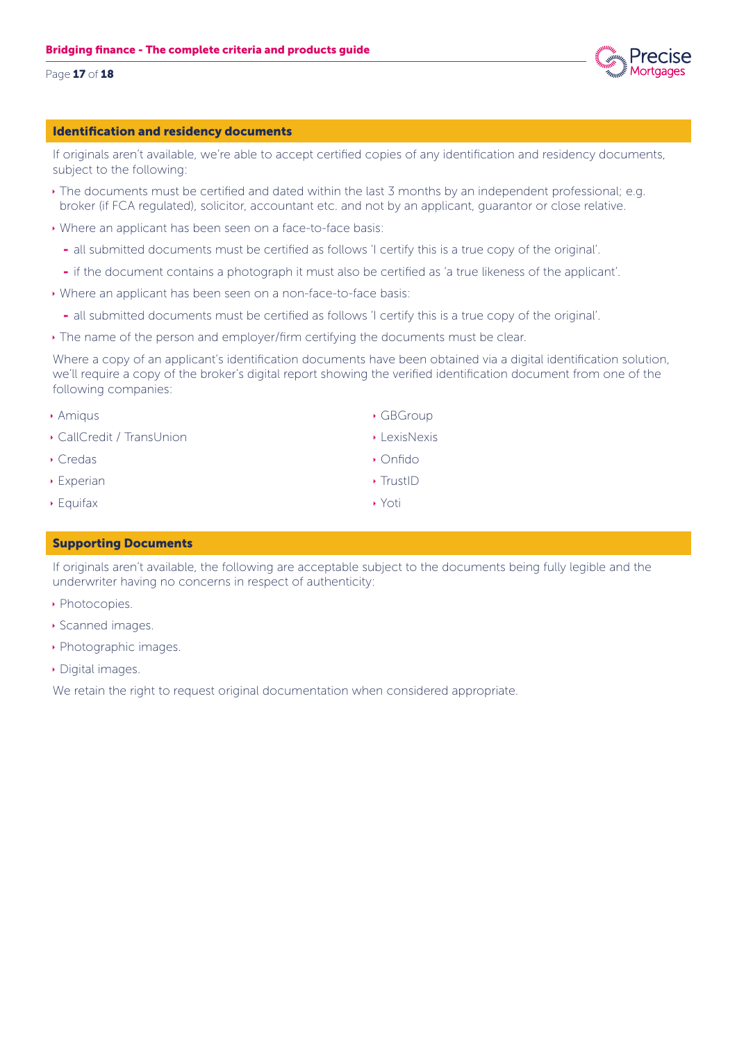## Identification and residency documents

If originals aren't available, we're able to accept certified copies of any identification and residency documents, subject to the following:

- The documents must be certified and dated within the last 3 months by an independent professional; e.g. broker (if FCA regulated), solicitor, accountant etc. and not by an applicant, guarantor or close relative.
- Where an applicant has been seen on a face-to-face basis:
  - all submitted documents must be certified as follows 'I certify this is a true copy of the original'.
  - if the document contains a photograph it must also be certified as 'a true likeness of the applicant'.
- Where an applicant has been seen on a non-face-to-face basis:
  - all submitted documents must be certified as follows 'I certify this is a true copy of the original'.
- The name of the person and employer/firm certifying the documents must be clear.

Where a copy of an applicant's identification documents have been obtained via a digital identification solution, we'll require a copy of the broker's digital report showing the verified identification document from one of the following companies:

- Amiqus
- CallCredit / TransUnion
- Credas
- Experian
- Equifax
- GBGroup
- LexisNexis
- Onfido
- TrustID
- Yoti

## Supporting Documents

If originals aren't available, the following are acceptable subject to the documents being fully legible and the underwriter having no concerns in respect of authenticity:

- Photocopies.
- Scanned images.
- Photographic images.
- Digital images.

We retain the right to request original documentation when considered appropriate.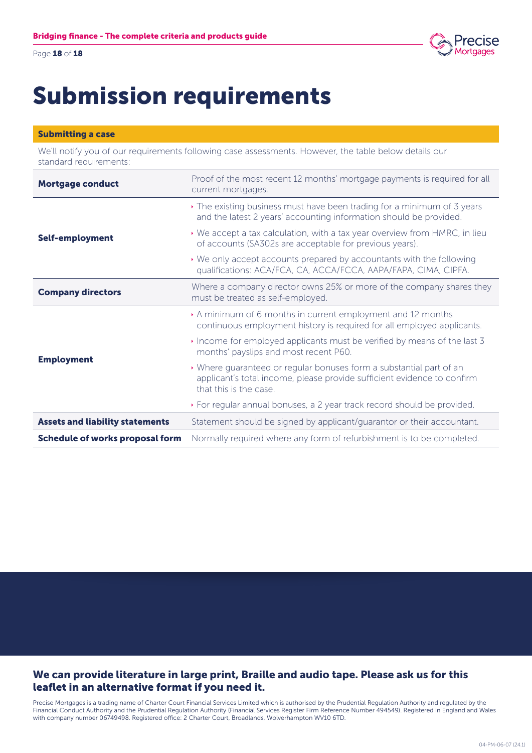# Submission requirements

| Submitting a case | |
|---|---|
| We'll notify you of our requirements following case assessments. However, the table below details our standard requirements: | |
| **Mortgage conduct** | Proof of the most recent 12 months' mortgage payments is required for all current mortgages. |
| **Self-employment** | • The existing business must have been trading for a minimum of 3 years and the latest 2 years' accounting information should be provided.<br>• We accept a tax calculation, with a tax year overview from HMRC, in lieu of accounts (SA302s are acceptable for previous years).<br>• We only accept accounts prepared by accountants with the following qualifications: ACA/FCA, CA, ACCA/FCCA, AAPA/FAPA, CIMA, CIPFA. |
| **Company directors** | Where a company director owns 25% or more of the company shares they must be treated as self-employed. |
| **Employment** | • A minimum of 6 months in current employment and 12 months continuous employment history is required for all employed applicants.<br>• Income for employed applicants must be verified by means of the last 3 months' payslips and most recent P60.<br>• Where guaranteed or regular bonuses form a substantial part of an applicant's total income, please provide sufficient evidence to confirm that this is the case.<br>• For regular annual bonuses, a 2 year track record should be provided. |
| **Assets and liability statements** | Statement should be signed by applicant/guarantor or their accountant. |
| **Schedule of works proposal form** | Normally required where any form of refurbishment is to be completed. |

**We can provide literature in large print, Braille and audio tape. Please ask us for this leaflet in an alternative format if you need it.**

Precise Mortgages is a trading name of Charter Court Financial Services Limited which is authorised by the Prudential Regulation Authority and regulated by the Financial Conduct Authority and the Prudential Regulation Authority (Financial Services Register Firm Reference Number 494549). Registered in England and Wales with company number 06749498. Registered office: 2 Charter Court, Broadlands, Wolverhampton WV10 6TD.

04-PM-06-07 (24.1)